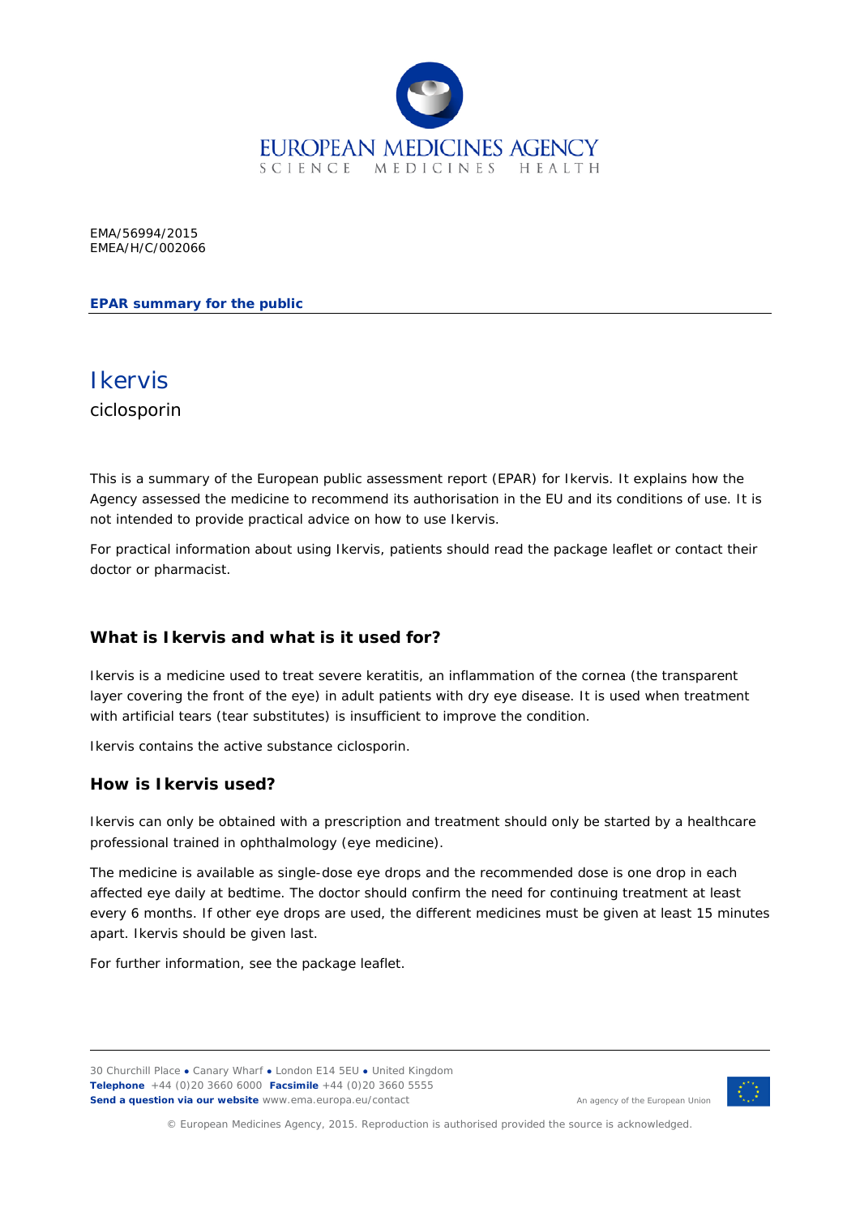EUROPEAN MEDICINES AGENCY
SCIENCE MEDICINES HEALTH

EMA/56994/2015
EMEA/H/C/002066

**EPAR summary for the public**

# Ikervis

ciclosporin

This is a summary of the European public assessment report (EPAR) for Ikervis. It explains how the Agency assessed the medicine to recommend its authorisation in the EU and its conditions of use. It is not intended to provide practical advice on how to use Ikervis.

For practical information about using Ikervis, patients should read the package leaflet or contact their doctor or pharmacist.

## What is Ikervis and what is it used for?

Ikervis is a medicine used to treat severe keratitis, an inflammation of the cornea (the transparent layer covering the front of the eye) in adult patients with dry eye disease. It is used when treatment with artificial tears (tear substitutes) is insufficient to improve the condition.

Ikervis contains the active substance ciclosporin.

## How is Ikervis used?

Ikervis can only be obtained with a prescription and treatment should only be started by a healthcare professional trained in ophthalmology (eye medicine).

The medicine is available as single-dose eye drops and the recommended dose is one drop in each affected eye daily at bedtime. The doctor should confirm the need for continuing treatment at least every 6 months. If other eye drops are used, the different medicines must be given at least 15 minutes apart. Ikervis should be given last.

For further information, see the package leaflet.

30 Churchill Place ● Canary Wharf ● London E14 5EU ● United Kingdom
**Telephone** +44 (0)20 3660 6000 **Facsimile** +44 (0)20 3660 5555
**Send a question via our website** www.ema.europa.eu/contact

An agency of the European Union

© European Medicines Agency, 2015. Reproduction is authorised provided the source is acknowledged.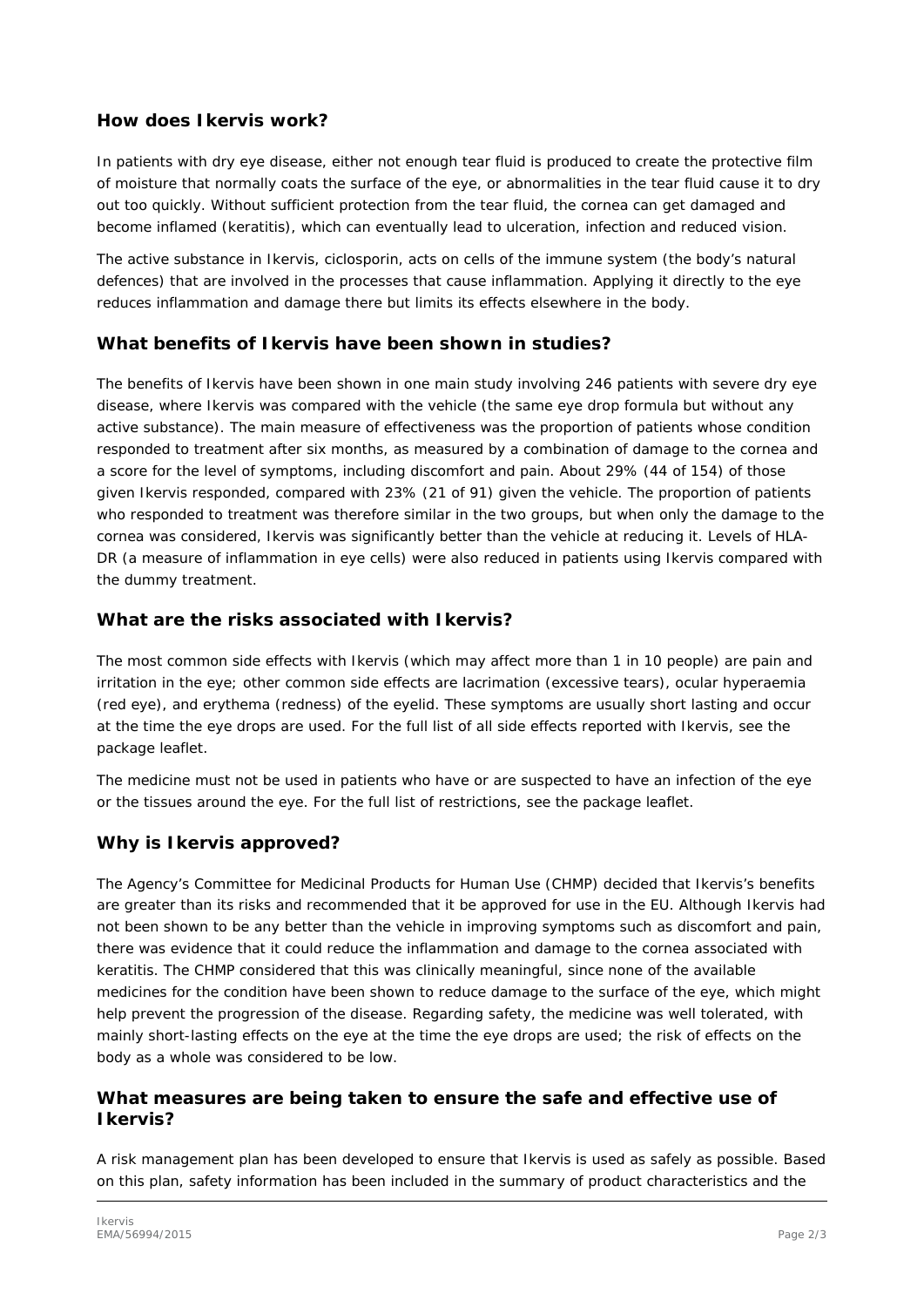## How does Ikervis work?

In patients with dry eye disease, either not enough tear fluid is produced to create the protective film of moisture that normally coats the surface of the eye, or abnormalities in the tear fluid cause it to dry out too quickly. Without sufficient protection from the tear fluid, the cornea can get damaged and become inflamed (keratitis), which can eventually lead to ulceration, infection and reduced vision.

The active substance in Ikervis, ciclosporin, acts on cells of the immune system (the body's natural defences) that are involved in the processes that cause inflammation. Applying it directly to the eye reduces inflammation and damage there but limits its effects elsewhere in the body.

## What benefits of Ikervis have been shown in studies?

The benefits of Ikervis have been shown in one main study involving 246 patients with severe dry eye disease, where Ikervis was compared with the vehicle (the same eye drop formula but without any active substance). The main measure of effectiveness was the proportion of patients whose condition responded to treatment after six months, as measured by a combination of damage to the cornea and a score for the level of symptoms, including discomfort and pain. About 29% (44 of 154) of those given Ikervis responded, compared with 23% (21 of 91) given the vehicle. The proportion of patients who responded to treatment was therefore similar in the two groups, but when only the damage to the cornea was considered, Ikervis was significantly better than the vehicle at reducing it. Levels of HLA-DR (a measure of inflammation in eye cells) were also reduced in patients using Ikervis compared with the dummy treatment.

## What are the risks associated with Ikervis?

The most common side effects with Ikervis (which may affect more than 1 in 10 people) are pain and irritation in the eye; other common side effects are lacrimation (excessive tears), ocular hyperaemia (red eye), and erythema (redness) of the eyelid. These symptoms are usually short lasting and occur at the time the eye drops are used. For the full list of all side effects reported with Ikervis, see the package leaflet.

The medicine must not be used in patients who have or are suspected to have an infection of the eye or the tissues around the eye. For the full list of restrictions, see the package leaflet.

## Why is Ikervis approved?

The Agency's Committee for Medicinal Products for Human Use (CHMP) decided that Ikervis's benefits are greater than its risks and recommended that it be approved for use in the EU. Although Ikervis had not been shown to be any better than the vehicle in improving symptoms such as discomfort and pain, there was evidence that it could reduce the inflammation and damage to the cornea associated with keratitis. The CHMP considered that this was clinically meaningful, since none of the available medicines for the condition have been shown to reduce damage to the surface of the eye, which might help prevent the progression of the disease. Regarding safety, the medicine was well tolerated, with mainly short-lasting effects on the eye at the time the eye drops are used; the risk of effects on the body as a whole was considered to be low.

## What measures are being taken to ensure the safe and effective use of Ikervis?

A risk management plan has been developed to ensure that Ikervis is used as safely as possible. Based on this plan, safety information has been included in the summary of product characteristics and the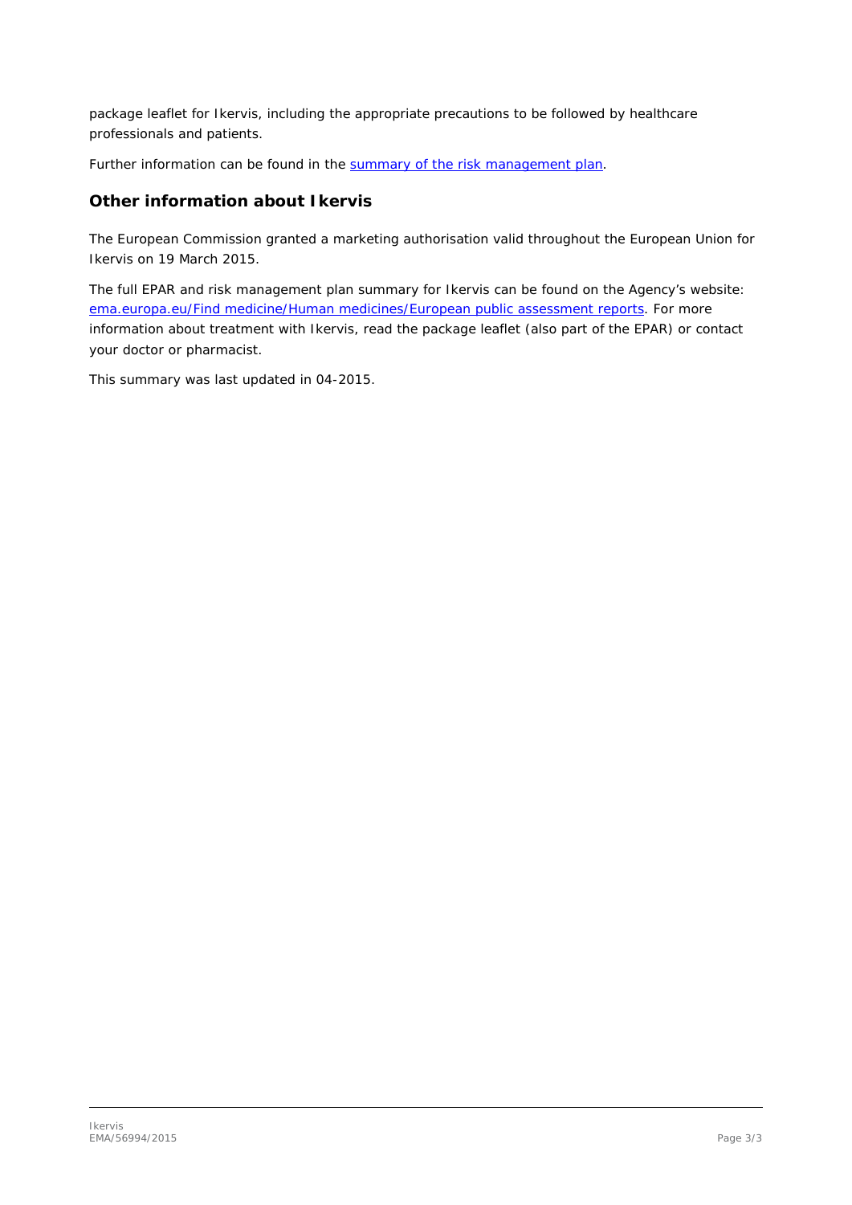package leaflet for Ikervis, including the appropriate precautions to be followed by healthcare professionals and patients.

Further information can be found in the summary of the risk management plan.

## Other information about Ikervis

The European Commission granted a marketing authorisation valid throughout the European Union for Ikervis on 19 March 2015.

The full EPAR and risk management plan summary for Ikervis can be found on the Agency's website: ema.europa.eu/Find medicine/Human medicines/European public assessment reports. For more information about treatment with Ikervis, read the package leaflet (also part of the EPAR) or contact your doctor or pharmacist.

This summary was last updated in 04-2015.